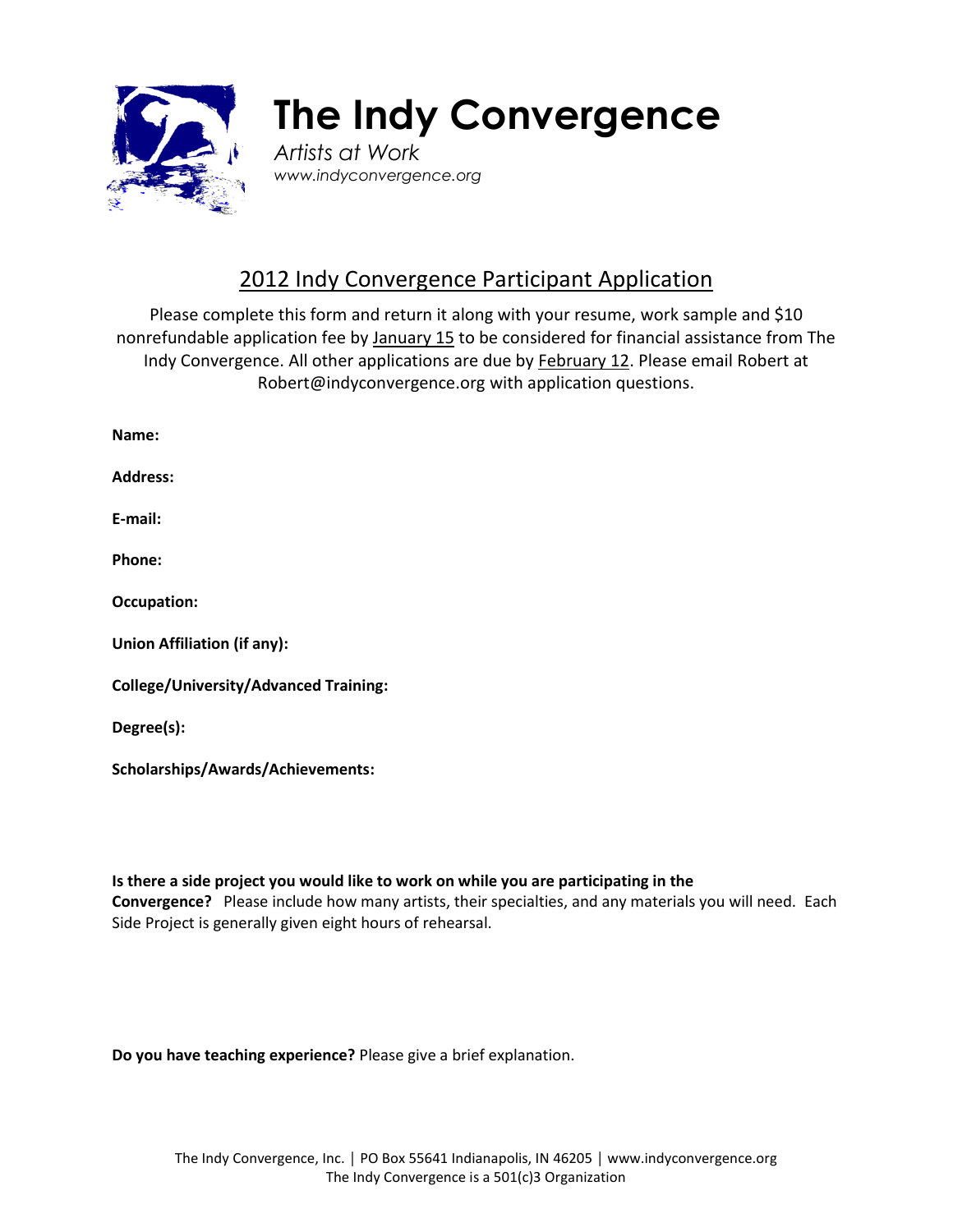# The Indy Convergence

*Artists at Work*
*www.indyconvergence.org*

## 2012 Indy Convergence Participant Application

Please complete this form and return it along with your resume, work sample and $10 nonrefundable application fee by January 15 to be considered for financial assistance from The Indy Convergence. All other applications are due by February 12. Please email Robert at Robert@indyconvergence.org with application questions.

**Name:**

**Address:**

**E-mail:**

**Phone:**

**Occupation:**

**Union Affiliation (if any):**

**College/University/Advanced Training:**

**Degree(s):**

**Scholarships/Awards/Achievements:**

**Is there a side project you would like to work on while you are participating in the Convergence?** Please include how many artists, their specialties, and any materials you will need. Each Side Project is generally given eight hours of rehearsal.

**Do you have teaching experience?** Please give a brief explanation.

The Indy Convergence, Inc. | PO Box 55641 Indianapolis, IN 46205 | www.indyconvergence.org
The Indy Convergence is a 501(c)3 Organization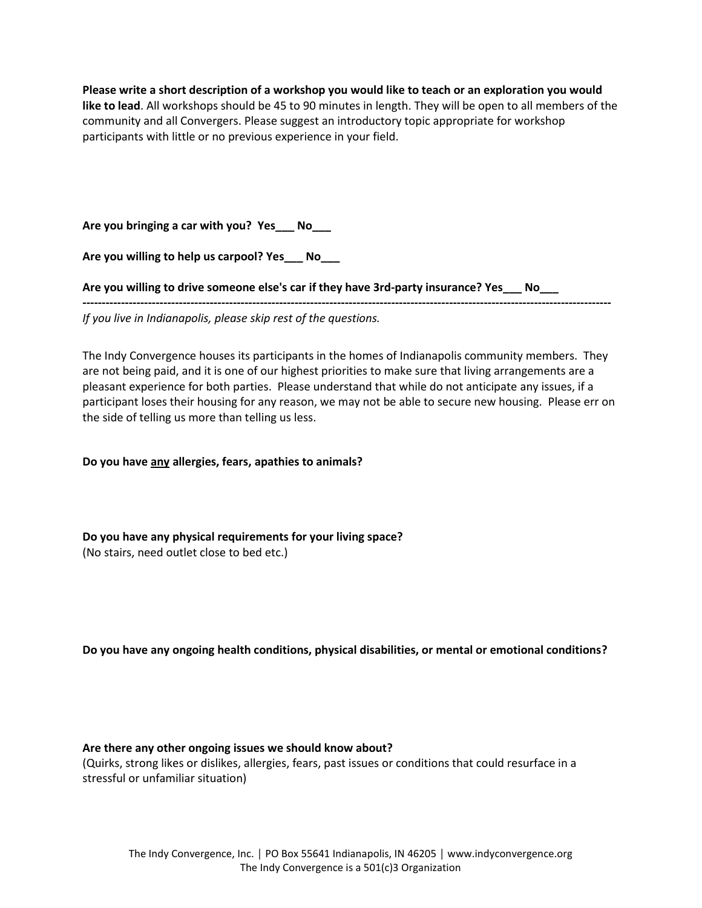**Please write a short description of a workshop you would like to teach or an exploration you would like to lead**. All workshops should be 45 to 90 minutes in length. They will be open to all members of the community and all Convergers. Please suggest an introductory topic appropriate for workshop participants with little or no previous experience in your field.

**Are you bringing a car with you? Yes___ No___**

**Are you willing to help us carpool? Yes___ No___**

**Are you willing to drive someone else's car if they have 3rd-party insurance? Yes___ No___**

---

*If you live in Indianapolis, please skip rest of the questions.*

The Indy Convergence houses its participants in the homes of Indianapolis community members. They are not being paid, and it is one of our highest priorities to make sure that living arrangements are a pleasant experience for both parties. Please understand that while do not anticipate any issues, if a participant loses their housing for any reason, we may not be able to secure new housing. Please err on the side of telling us more than telling us less.

**Do you have <u>any</u> allergies, fears, apathies to animals?**

**Do you have any physical requirements for your living space?**
(No stairs, need outlet close to bed etc.)

**Do you have any ongoing health conditions, physical disabilities, or mental or emotional conditions?**

**Are there any other ongoing issues we should know about?**
(Quirks, strong likes or dislikes, allergies, fears, past issues or conditions that could resurface in a stressful or unfamiliar situation)

The Indy Convergence, Inc. | PO Box 55641 Indianapolis, IN 46205 | www.indyconvergence.org
The Indy Convergence is a 501(c)3 Organization